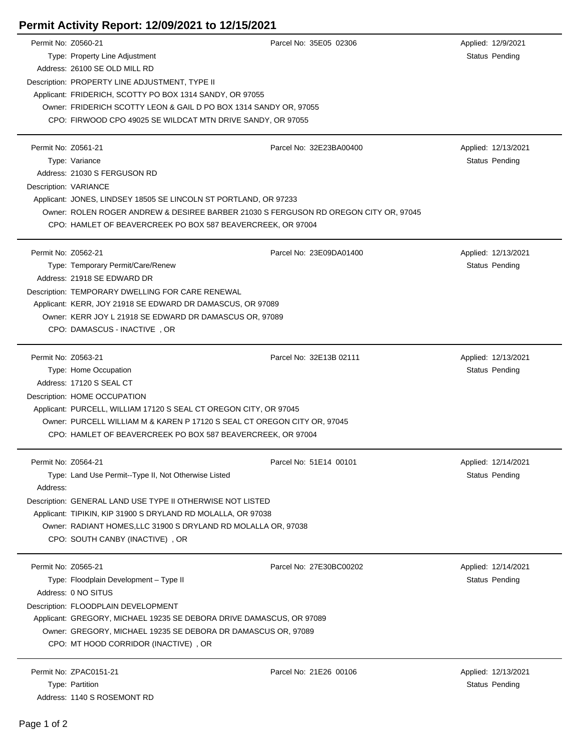# Permit Activity Report: 12/09/2021 to 12/15/2021

Permit No: Z0560-21
Parcel No: 35E05 02306
Applied: 12/9/2021
Type: Property Line Adjustment
Status Pending
Address: 26100 SE OLD MILL RD
Description: PROPERTY LINE ADJUSTMENT, TYPE II
Applicant: FRIDERICH, SCOTTY PO BOX 1314 SANDY, OR 97055
Owner: FRIDERICH SCOTTY LEON & GAIL D PO BOX 1314 SANDY OR, 97055
CPO: FIRWOOD CPO 49025 SE WILDCAT MTN DRIVE SANDY, OR 97055

---

Permit No: Z0561-21
Parcel No: 32E23BA00400
Applied: 12/13/2021
Type: Variance
Status Pending
Address: 21030 S FERGUSON RD
Description: VARIANCE
Applicant: JONES, LINDSEY 18505 SE LINCOLN ST PORTLAND, OR 97233
Owner: ROLEN ROGER ANDREW & DESIREE BARBER 21030 S FERGUSON RD OREGON CITY OR, 97045
CPO: HAMLET OF BEAVERCREEK PO BOX 587 BEAVERCREEK, OR 97004

---

Permit No: Z0562-21
Parcel No: 23E09DA01400
Applied: 12/13/2021
Type: Temporary Permit/Care/Renew
Status Pending
Address: 21918 SE EDWARD DR
Description: TEMPORARY DWELLING FOR CARE RENEWAL
Applicant: KERR, JOY 21918 SE EDWARD DR DAMASCUS, OR 97089
Owner: KERR JOY L 21918 SE EDWARD DR DAMASCUS OR, 97089
CPO: DAMASCUS - INACTIVE , OR

---

Permit No: Z0563-21
Parcel No: 32E13B 02111
Applied: 12/13/2021
Type: Home Occupation
Status Pending
Address: 17120 S SEAL CT
Description: HOME OCCUPATION
Applicant: PURCELL, WILLIAM 17120 S SEAL CT OREGON CITY, OR 97045
Owner: PURCELL WILLIAM M & KAREN P 17120 S SEAL CT OREGON CITY OR, 97045
CPO: HAMLET OF BEAVERCREEK PO BOX 587 BEAVERCREEK, OR 97004

---

Permit No: Z0564-21
Parcel No: 51E14 00101
Applied: 12/14/2021
Type: Land Use Permit--Type II, Not Otherwise Listed
Status Pending
Address:
Description: GENERAL LAND USE TYPE II OTHERWISE NOT LISTED
Applicant: TIPIKIN, KIP 31900 S DRYLAND RD MOLALLA, OR 97038
Owner: RADIANT HOMES,LLC 31900 S DRYLAND RD MOLALLA OR, 97038
CPO: SOUTH CANBY (INACTIVE) , OR

---

Permit No: Z0565-21
Parcel No: 27E30BC00202
Applied: 12/14/2021
Type: Floodplain Development – Type II
Status Pending
Address: 0 NO SITUS
Description: FLOODPLAIN DEVELOPMENT
Applicant: GREGORY, MICHAEL 19235 SE DEBORA DRIVE DAMASCUS, OR 97089
Owner: GREGORY, MICHAEL 19235 SE DEBORA DR DAMASCUS OR, 97089
CPO: MT HOOD CORRIDOR (INACTIVE) , OR

---

Permit No: ZPAC0151-21
Parcel No: 21E26 00106
Applied: 12/13/2021
Type: Partition
Status Pending
Address: 1140 S ROSEMONT RD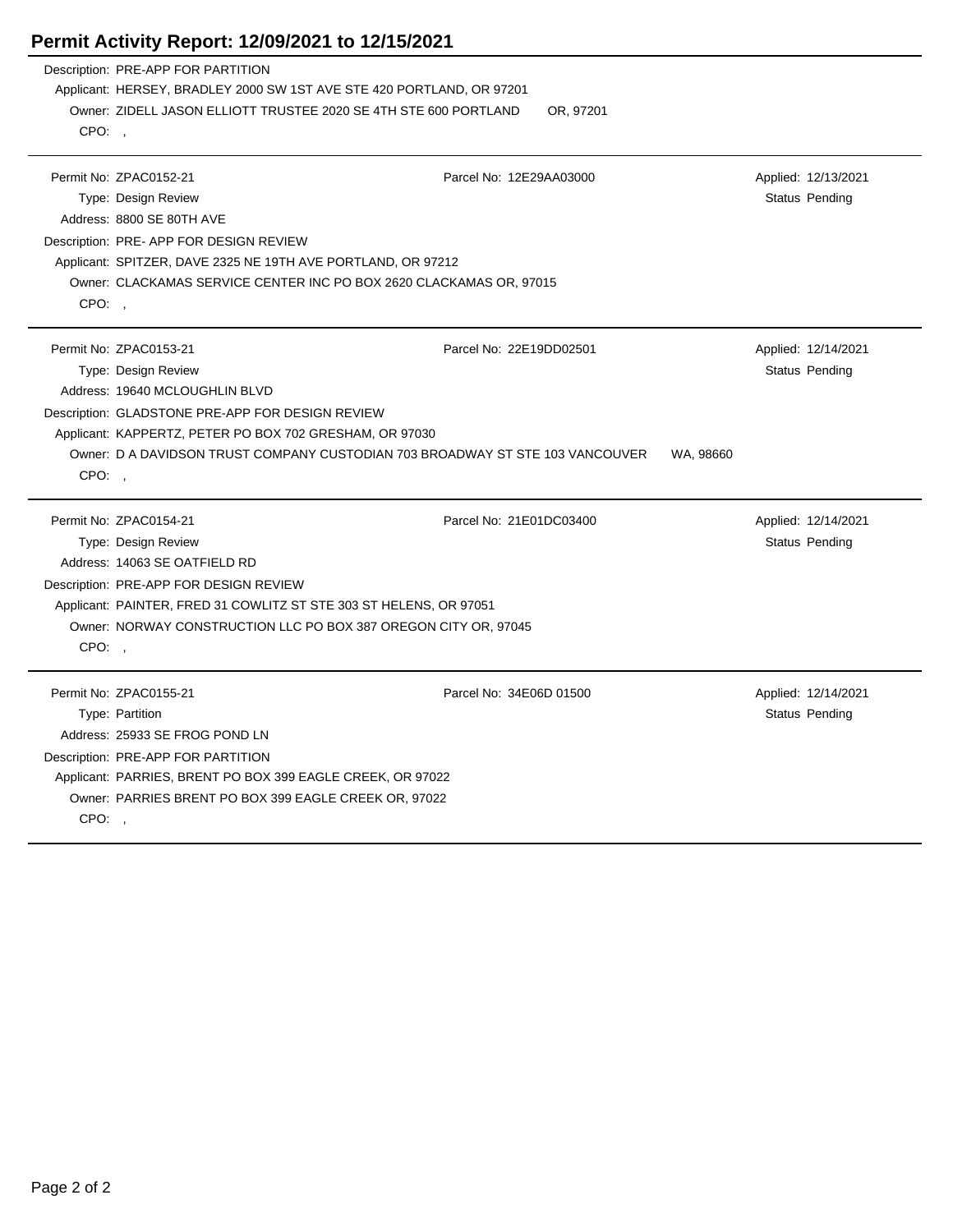# Permit Activity Report: 12/09/2021 to 12/15/2021

Description: PRE-APP FOR PARTITION
Applicant: HERSEY, BRADLEY 2000 SW 1ST AVE STE 420 PORTLAND, OR 97201
Owner: ZIDELL JASON ELLIOTT TRUSTEE 2020 SE 4TH STE 600 PORTLAND OR, 97201
CPO: ,

---

Permit No: ZPAC0152-21 | Parcel No: 12E29AA03000 | Applied: 12/13/2021
Type: Design Review | Status Pending
Address: 8800 SE 80TH AVE
Description: PRE- APP FOR DESIGN REVIEW
Applicant: SPITZER, DAVE 2325 NE 19TH AVE PORTLAND, OR 97212
Owner: CLACKAMAS SERVICE CENTER INC PO BOX 2620 CLACKAMAS OR, 97015
CPO: ,

---

Permit No: ZPAC0153-21 | Parcel No: 22E19DD02501 | Applied: 12/14/2021
Type: Design Review | Status Pending
Address: 19640 MCLOUGHLIN BLVD
Description: GLADSTONE PRE-APP FOR DESIGN REVIEW
Applicant: KAPPERTZ, PETER PO BOX 702 GRESHAM, OR 97030
Owner: D A DAVIDSON TRUST COMPANY CUSTODIAN 703 BROADWAY ST STE 103 VANCOUVER WA, 98660
CPO: ,

---

Permit No: ZPAC0154-21 | Parcel No: 21E01DC03400 | Applied: 12/14/2021
Type: Design Review | Status Pending
Address: 14063 SE OATFIELD RD
Description: PRE-APP FOR DESIGN REVIEW
Applicant: PAINTER, FRED 31 COWLITZ ST STE 303 ST HELENS, OR 97051
Owner: NORWAY CONSTRUCTION LLC PO BOX 387 OREGON CITY OR, 97045
CPO: ,

---

Permit No: ZPAC0155-21 | Parcel No: 34E06D 01500 | Applied: 12/14/2021
Type: Partition | Status Pending
Address: 25933 SE FROG POND LN
Description: PRE-APP FOR PARTITION
Applicant: PARRIES, BRENT PO BOX 399 EAGLE CREEK, OR 97022
Owner: PARRIES BRENT PO BOX 399 EAGLE CREEK OR, 97022
CPO: ,